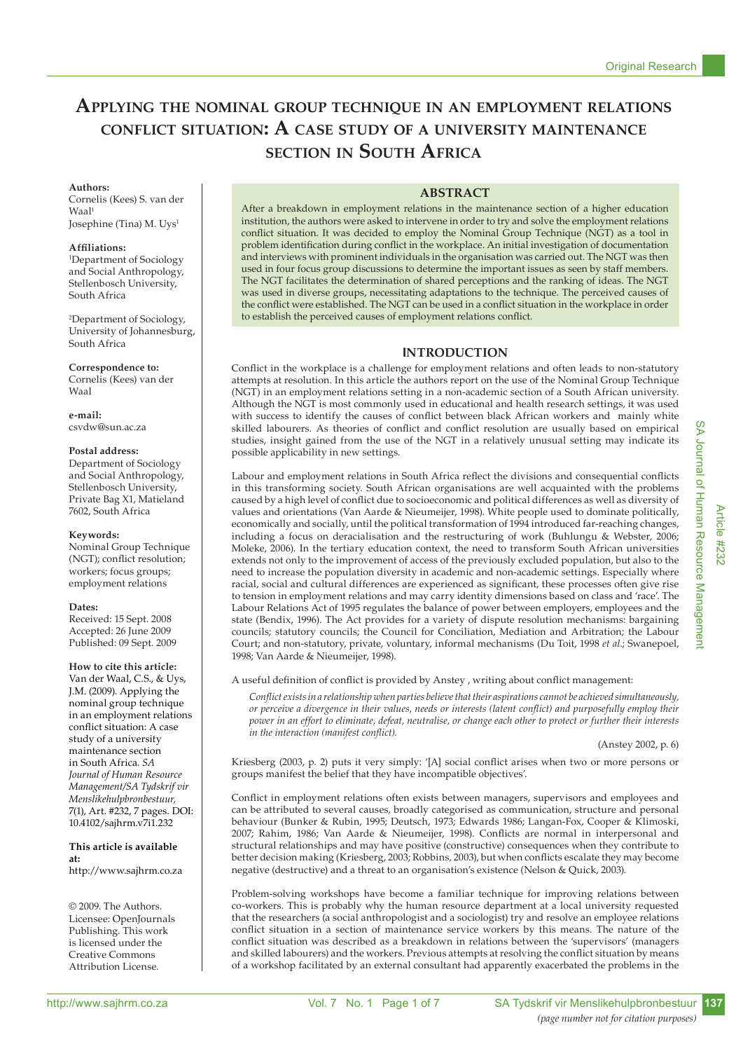Original Research

# Applying the nominal group technique in an employment relations conflict situation: A case study of a university maintenance section in South Africa

**Authors:**
Cornelis (Kees) S. van der Waal[1]
Josephine (Tina) M. Uys[1]

**Affiliations:**
[1]Department of Sociology and Social Anthropology, Stellenbosch University, South Africa

[2]Department of Sociology, University of Johannesburg, South Africa

**Correspondence to:**
Cornelis (Kees) van der Waal

**e-mail:**
csvdw@sun.ac.za

**Postal address:**
Department of Sociology and Social Anthropology, Stellenbosch University, Private Bag X1, Matieland 7602, South Africa

**Keywords:**
Nominal Group Technique (NGT); conflict resolution; workers; focus groups; employment relations

**Dates:**
Received: 15 Sept. 2008
Accepted: 26 June 2009
Published: 09 Sept. 2009

**How to cite this article:**
Van der Waal, C.S., & Uys, J.M. (2009). Applying the nominal group technique in an employment relations conflict situation: A case study of a university maintenance section in South Africa. *SA Journal of Human Resource Management/SA Tydskrif vir Menslikehulpbronbestuur,* 7(1), Art. #232, 7 pages. DOI: 10.4102/sajhrm.v7i1.232

**This article is available at:**
http://www.sajhrm.co.za

© 2009. The Authors. Licensee: OpenJournals Publishing. This work is licensed under the Creative Commons Attribution License.

## ABSTRACT

After a breakdown in employment relations in the maintenance section of a higher education institution, the authors were asked to intervene in order to try and solve the employment relations conflict situation. It was decided to employ the Nominal Group Technique (NGT) as a tool in problem identification during conflict in the workplace. An initial investigation of documentation and interviews with prominent individuals in the organisation was carried out. The NGT was then used in four focus group discussions to determine the important issues as seen by staff members. The NGT facilitates the determination of shared perceptions and the ranking of ideas. The NGT was used in diverse groups, necessitating adaptations to the technique. The perceived causes of the conflict were established. The NGT can be used in a conflict situation in the workplace in order to establish the perceived causes of employment relations conflict.

## INTRODUCTION

Conflict in the workplace is a challenge for employment relations and often leads to non-statutory attempts at resolution. In this article the authors report on the use of the Nominal Group Technique (NGT) in an employment relations setting in a non-academic section of a South African university. Although the NGT is most commonly used in educational and health research settings, it was used with success to identify the causes of conflict between black African workers and mainly white skilled labourers. As theories of conflict and conflict resolution are usually based on empirical studies, insight gained from the use of the NGT in a relatively unusual setting may indicate its possible applicability in new settings.

Labour and employment relations in South Africa reflect the divisions and consequential conflicts in this transforming society. South African organisations are well acquainted with the problems caused by a high level of conflict due to socioeconomic and political differences as well as diversity of values and orientations (Van Aarde & Nieumeijer, 1998). White people used to dominate politically, economically and socially, until the political transformation of 1994 introduced far-reaching changes, including a focus on deracialisation and the restructuring of work (Buhlungu & Webster, 2006; Moleke, 2006). In the tertiary education context, the need to transform South African universities extends not only to the improvement of access of the previously excluded population, but also to the need to increase the population diversity in academic and non-academic settings. Especially where racial, social and cultural differences are experienced as significant, these processes often give rise to tension in employment relations and may carry identity dimensions based on class and 'race'. The Labour Relations Act of 1995 regulates the balance of power between employers, employees and the state (Bendix, 1996). The Act provides for a variety of dispute resolution mechanisms: bargaining councils; statutory councils; the Council for Conciliation, Mediation and Arbitration; the Labour Court; and non-statutory, private, voluntary, informal mechanisms (Du Toit, 1998 *et al*.; Swanepoel, 1998; Van Aarde & Nieumeijer, 1998).

A useful definition of conflict is provided by Anstey , writing about conflict management:

> *Conflict exists in a relationship when parties believe that their aspirations cannot be achieved simultaneously, or perceive a divergence in their values, needs or interests (latent conflict) and purposefully employ their power in an effort to eliminate, defeat, neutralise, or change each other to protect or further their interests in the interaction (manifest conflict).*
>
> (Anstey 2002, p. 6)

Kriesberg (2003, p. 2) puts it very simply: '[A] social conflict arises when two or more persons or groups manifest the belief that they have incompatible objectives'.

Conflict in employment relations often exists between managers, supervisors and employees and can be attributed to several causes, broadly categorised as communication, structure and personal behaviour (Bunker & Rubin, 1995; Deutsch, 1973; Edwards 1986; Langan-Fox, Cooper & Klimoski, 2007; Rahim, 1986; Van Aarde & Nieumeijer, 1998). Conflicts are normal in interpersonal and structural relationships and may have positive (constructive) consequences when they contribute to better decision making (Kriesberg, 2003; Robbins, 2003), but when conflicts escalate they may become negative (destructive) and a threat to an organisation's existence (Nelson & Quick, 2003).

Problem-solving workshops have become a familiar technique for improving relations between co-workers. This is probably why the human resource department at a local university requested that the researchers (a social anthropologist and a sociologist) try and resolve an employee relations conflict situation in a section of maintenance service workers by this means. The nature of the conflict situation was described as a breakdown in relations between the 'supervisors' (managers and skilled labourers) and the workers. Previous attempts at resolving the conflict situation by means of a workshop facilitated by an external consultant had apparently exacerbated the problems in the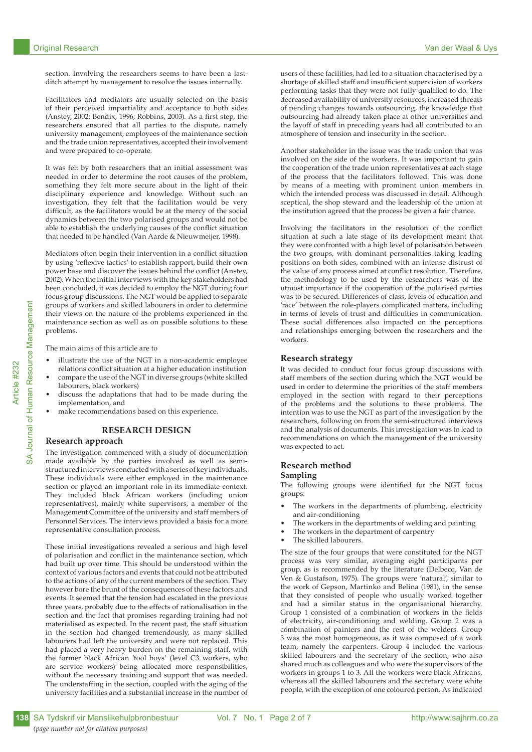section. Involving the researchers seems to have been a last-ditch attempt by management to resolve the issues internally.

Facilitators and mediators are usually selected on the basis of their perceived impartiality and acceptance to both sides (Anstey, 2002; Bendix, 1996; Robbins, 2003). As a first step, the researchers ensured that all parties to the dispute, namely university management, employees of the maintenance section and the trade union representatives, accepted their involvement and were prepared to co-operate.

It was felt by both researchers that an initial assessment was needed in order to determine the root causes of the problem, something they felt more secure about in the light of their disciplinary experience and knowledge. Without such an investigation, they felt that the facilitation would be very difficult, as the facilitators would be at the mercy of the social dynamics between the two polarised groups and would not be able to establish the underlying causes of the conflict situation that needed to be handled (Van Aarde & Nieuwmeijer, 1998).

Mediators often begin their intervention in a conflict situation by using 'reflexive tactics' to establish rapport, build their own power base and discover the issues behind the conflict (Anstey, 2002). When the initial interviews with the key stakeholders had been concluded, it was decided to employ the NGT during four focus group discussions. The NGT would be applied to separate groups of workers and skilled labourers in order to determine their views on the nature of the problems experienced in the maintenance section as well as on possible solutions to these problems.

The main aims of this article are to

- illustrate the use of the NGT in a non-academic employee relations conflict situation at a higher education institution
- compare the use of the NGT in diverse groups (white skilled labourers, black workers)
- discuss the adaptations that had to be made during the implementation, and
- make recommendations based on this experience.

## RESEARCH DESIGN

### Research approach

The investigation commenced with a study of documentation made available by the parties involved as well as semi-structured interviews conducted with a series of key individuals. These individuals were either employed in the maintenance section or played an important role in its immediate context. They included black African workers (including union representatives), mainly white supervisors, a member of the Management Committee of the university and staff members of Personnel Services. The interviews provided a basis for a more representative consultation process.

These initial investigations revealed a serious and high level of polarisation and conflict in the maintenance section, which had built up over time. This should be understood within the context of various factors and events that could not be attributed to the actions of any of the current members of the section. They however bore the brunt of the consequences of these factors and events. It seemed that the tension had escalated in the previous three years, probably due to the effects of rationalisation in the section and the fact that promises regarding training had not materialised as expected. In the recent past, the staff situation in the section had changed tremendously, as many skilled labourers had left the university and were not replaced. This had placed a very heavy burden on the remaining staff, with the former black African 'tool boys' (level C3 workers, who are service workers) being allocated more responsibilities, without the necessary training and support that was needed. The understaffing in the section, coupled with the aging of the university facilities and a substantial increase in the number of users of these facilities, had led to a situation characterised by a shortage of skilled staff and insufficient supervision of workers performing tasks that they were not fully qualified to do. The decreased availability of university resources, increased threats of pending changes towards outsourcing, the knowledge that outsourcing had already taken place at other universities and the layoff of staff in preceding years had all contributed to an atmosphere of tension and insecurity in the section.

Another stakeholder in the issue was the trade union that was involved on the side of the workers. It was important to gain the cooperation of the trade union representatives at each stage of the process that the facilitators followed. This was done by means of a meeting with prominent union members in which the intended process was discussed in detail. Although sceptical, the shop steward and the leadership of the union at the institution agreed that the process be given a fair chance.

Involving the facilitators in the resolution of the conflict situation at such a late stage of its development meant that they were confronted with a high level of polarisation between the two groups, with dominant personalities taking leading positions on both sides, combined with an intense distrust of the value of any process aimed at conflict resolution. Therefore, the methodology to be used by the researchers was of the utmost importance if the cooperation of the polarised parties was to be secured. Differences of class, levels of education and 'race' between the role-players complicated matters, including in terms of levels of trust and difficulties in communication. These social differences also impacted on the perceptions and relationships emerging between the researchers and the workers.

### Research strategy

It was decided to conduct four focus group discussions with staff members of the section during which the NGT would be used in order to determine the priorities of the staff members employed in the section with regard to their perceptions of the problems and the solutions to these problems. The intention was to use the NGT as part of the investigation by the researchers, following on from the semi-structured interviews and the analysis of documents. This investigation was to lead to recommendations on which the management of the university was expected to act.

### Research method

#### Sampling

The following groups were identified for the NGT focus groups:

- The workers in the departments of plumbing, electricity and air-conditioning
- The workers in the departments of welding and painting
- The workers in the department of carpentry
- The skilled labourers.

The size of the four groups that were constituted for the NGT process was very similar, averaging eight participants per group, as is recommended by the literature (Delbecq, Van de Ven & Gustafson, 1975). The groups were 'natural', similar to the work of Gepson, Martinko and Belina (1981), in the sense that they consisted of people who usually worked together and had a similar status in the organisational hierarchy. Group 1 consisted of a combination of workers in the fields of electricity, air-conditioning and welding. Group 2 was a combination of painters and the rest of the welders. Group 3 was the most homogeneous, as it was composed of a work team, namely the carpenters. Group 4 included the various skilled labourers and the secretary of the section, who also shared much as colleagues and who were the supervisors of the workers in groups 1 to 3. All the workers were black Africans, whereas all the skilled labourers and the secretary were white people, with the exception of one coloured person. As indicated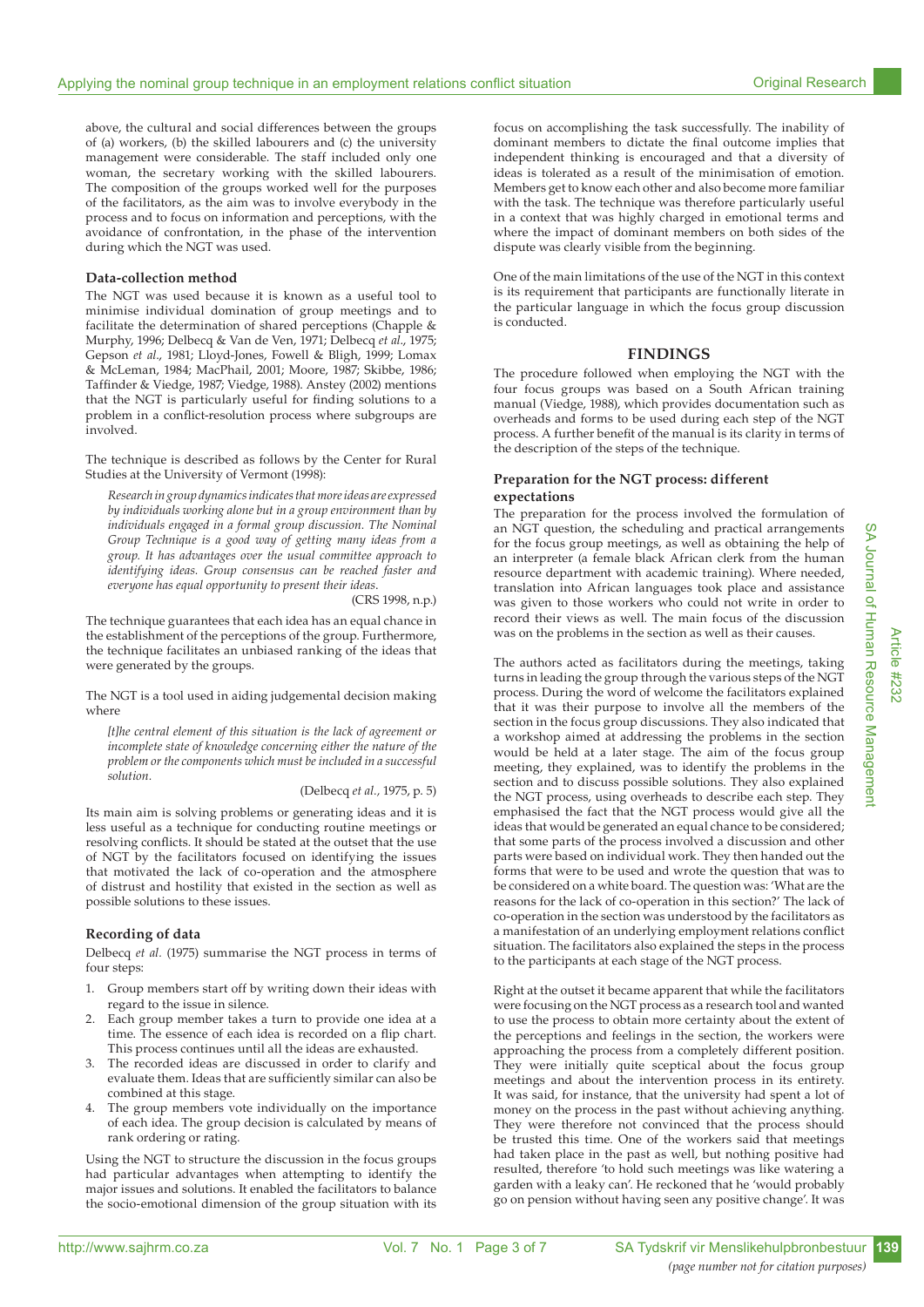above, the cultural and social differences between the groups of (a) workers, (b) the skilled labourers and (c) the university management were considerable. The staff included only one woman, the secretary working with the skilled labourers. The composition of the groups worked well for the purposes of the facilitators, as the aim was to involve everybody in the process and to focus on information and perceptions, with the avoidance of confrontation, in the phase of the intervention during which the NGT was used.

### Data-collection method

The NGT was used because it is known as a useful tool to minimise individual domination of group meetings and to facilitate the determination of shared perceptions (Chapple & Murphy, 1996; Delbecq & Van de Ven, 1971; Delbecq *et al*., 1975; Gepson *et al*., 1981; Lloyd-Jones, Fowell & Bligh, 1999; Lomax & McLeman, 1984; MacPhail, 2001; Moore, 1987; Skibbe, 1986; Taffinder & Viedge, 1987; Viedge, 1988). Anstey (2002) mentions that the NGT is particularly useful for finding solutions to a problem in a conflict-resolution process where subgroups are involved.

The technique is described as follows by the Center for Rural Studies at the University of Vermont (1998):

> *Research in group dynamics indicates that more ideas are expressed by individuals working alone but in a group environment than by individuals engaged in a formal group discussion. The Nominal Group Technique is a good way of getting many ideas from a group. It has advantages over the usual committee approach to identifying ideas. Group consensus can be reached faster and everyone has equal opportunity to present their ideas.*
>
> (CRS 1998, n.p.)

The technique guarantees that each idea has an equal chance in the establishment of the perceptions of the group. Furthermore, the technique facilitates an unbiased ranking of the ideas that were generated by the groups.

The NGT is a tool used in aiding judgemental decision making where

> *[t]he central element of this situation is the lack of agreement or incomplete state of knowledge concerning either the nature of the problem or the components which must be included in a successful solution.*
>
> (Delbecq *et al.,* 1975, p. 5)

Its main aim is solving problems or generating ideas and it is less useful as a technique for conducting routine meetings or resolving conflicts. It should be stated at the outset that the use of NGT by the facilitators focused on identifying the issues that motivated the lack of co-operation and the atmosphere of distrust and hostility that existed in the section as well as possible solutions to these issues.

### Recording of data

Delbecq *et al*. (1975) summarise the NGT process in terms of four steps:

1. Group members start off by writing down their ideas with regard to the issue in silence.
2. Each group member takes a turn to provide one idea at a time. The essence of each idea is recorded on a flip chart. This process continues until all the ideas are exhausted.
3. The recorded ideas are discussed in order to clarify and evaluate them. Ideas that are sufficiently similar can also be combined at this stage.
4. The group members vote individually on the importance of each idea. The group decision is calculated by means of rank ordering or rating.

Using the NGT to structure the discussion in the focus groups had particular advantages when attempting to identify the major issues and solutions. It enabled the facilitators to balance the socio-emotional dimension of the group situation with its focus on accomplishing the task successfully. The inability of dominant members to dictate the final outcome implies that independent thinking is encouraged and that a diversity of ideas is tolerated as a result of the minimisation of emotion. Members get to know each other and also become more familiar with the task. The technique was therefore particularly useful in a context that was highly charged in emotional terms and where the impact of dominant members on both sides of the dispute was clearly visible from the beginning.

One of the main limitations of the use of the NGT in this context is its requirement that participants are functionally literate in the particular language in which the focus group discussion is conducted.

## FINDINGS

The procedure followed when employing the NGT with the four focus groups was based on a South African training manual (Viedge, 1988), which provides documentation such as overheads and forms to be used during each step of the NGT process. A further benefit of the manual is its clarity in terms of the description of the steps of the technique.

### Preparation for the NGT process: different expectations

The preparation for the process involved the formulation of an NGT question, the scheduling and practical arrangements for the focus group meetings, as well as obtaining the help of an interpreter (a female black African clerk from the human resource department with academic training). Where needed, translation into African languages took place and assistance was given to those workers who could not write in order to record their views as well. The main focus of the discussion was on the problems in the section and their causes.

The authors acted as facilitators during the meetings, taking turns in leading the group through the various steps of the NGT process. During the word of welcome the facilitators explained that it was their purpose to involve all the members of the section in the focus group discussions. They also indicated that a workshop aimed at addressing the problems in the section would be held at a later stage. The aim of the focus group meeting, they explained, was to identify the problems in the section and to discuss possible solutions. They also explained the NGT process, using overheads to describe each step. They emphasised the fact that the NGT process would give all the ideas that would be generated an equal chance to be considered; that some parts of the process involved a discussion and other parts were based on individual work. They then handed out the forms that were to be used and wrote the question that was to be considered on a white board. The question was: 'What are the reasons for the lack of co-operation in this section?' The lack of co-operation in the section was understood by the facilitators as a manifestation of an underlying employment relations conflict situation. The facilitators also explained the steps in the process to the participants at each stage of the NGT process.

Right at the outset it became apparent that while the facilitators were focusing on the NGT process as a research tool and wanted to use the process to obtain more certainty about the extent of the perceptions and feelings in the section, the workers were approaching the process from a completely different position. They were initially quite sceptical about the focus group meetings and about the intervention process in its entirety. It was said, for instance, that the university had spent a lot of money on the process in the past without achieving anything. They were therefore not convinced that the process should be trusted this time. One of the workers said that meetings had taken place in the past as well, but nothing positive had resulted, therefore 'to hold such meetings was like watering a garden with a leaky can'. He reckoned that he 'would probably go on pension without having seen any positive change'. It was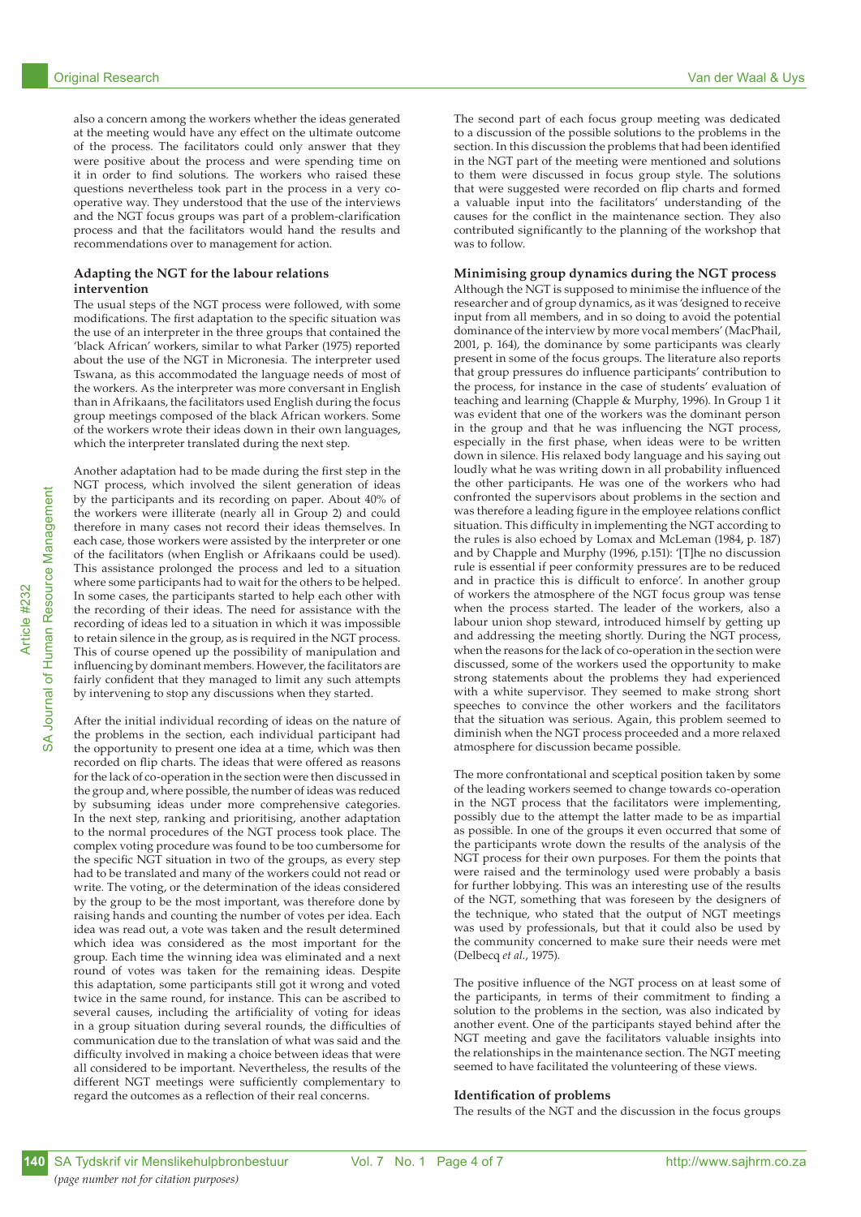also a concern among the workers whether the ideas generated at the meeting would have any effect on the ultimate outcome of the process. The facilitators could only answer that they were positive about the process and were spending time on it in order to find solutions. The workers who raised these questions nevertheless took part in the process in a very co-operative way. They understood that the use of the interviews and the NGT focus groups was part of a problem-clarification process and that the facilitators would hand the results and recommendations over to management for action.

### Adapting the NGT for the labour relations intervention

The usual steps of the NGT process were followed, with some modifications. The first adaptation to the specific situation was the use of an interpreter in the three groups that contained the 'black African' workers, similar to what Parker (1975) reported about the use of the NGT in Micronesia. The interpreter used Tswana, as this accommodated the language needs of most of the workers. As the interpreter was more conversant in English than in Afrikaans, the facilitators used English during the focus group meetings composed of the black African workers. Some of the workers wrote their ideas down in their own languages, which the interpreter translated during the next step.

Another adaptation had to be made during the first step in the NGT process, which involved the silent generation of ideas by the participants and its recording on paper. About 40% of the workers were illiterate (nearly all in Group 2) and could therefore in many cases not record their ideas themselves. In each case, those workers were assisted by the interpreter or one of the facilitators (when English or Afrikaans could be used). This assistance prolonged the process and led to a situation where some participants had to wait for the others to be helped. In some cases, the participants started to help each other with the recording of their ideas. The need for assistance with the recording of ideas led to a situation in which it was impossible to retain silence in the group, as is required in the NGT process. This of course opened up the possibility of manipulation and influencing by dominant members. However, the facilitators are fairly confident that they managed to limit any such attempts by intervening to stop any discussions when they started.

After the initial individual recording of ideas on the nature of the problems in the section, each individual participant had the opportunity to present one idea at a time, which was then recorded on flip charts. The ideas that were offered as reasons for the lack of co-operation in the section were then discussed in the group and, where possible, the number of ideas was reduced by subsuming ideas under more comprehensive categories. In the next step, ranking and prioritising, another adaptation to the normal procedures of the NGT process took place. The complex voting procedure was found to be too cumbersome for the specific NGT situation in two of the groups, as every step had to be translated and many of the workers could not read or write. The voting, or the determination of the ideas considered by the group to be the most important, was therefore done by raising hands and counting the number of votes per idea. Each idea was read out, a vote was taken and the result determined which idea was considered as the most important for the group. Each time the winning idea was eliminated and a next round of votes was taken for the remaining ideas. Despite this adaptation, some participants still got it wrong and voted twice in the same round, for instance. This can be ascribed to several causes, including the artificiality of voting for ideas in a group situation during several rounds, the difficulties of communication due to the translation of what was said and the difficulty involved in making a choice between ideas that were all considered to be important. Nevertheless, the results of the different NGT meetings were sufficiently complementary to regard the outcomes as a reflection of their real concerns.

The second part of each focus group meeting was dedicated to a discussion of the possible solutions to the problems in the section. In this discussion the problems that had been identified in the NGT part of the meeting were mentioned and solutions to them were discussed in focus group style. The solutions that were suggested were recorded on flip charts and formed a valuable input into the facilitators' understanding of the causes for the conflict in the maintenance section. They also contributed significantly to the planning of the workshop that was to follow.

### Minimising group dynamics during the NGT process

Although the NGT is supposed to minimise the influence of the researcher and of group dynamics, as it was 'designed to receive input from all members, and in so doing to avoid the potential dominance of the interview by more vocal members' (MacPhail, 2001, p. 164), the dominance by some participants was clearly present in some of the focus groups. The literature also reports that group pressures do influence participants' contribution to the process, for instance in the case of students' evaluation of teaching and learning (Chapple & Murphy, 1996). In Group 1 it was evident that one of the workers was the dominant person in the group and that he was influencing the NGT process, especially in the first phase, when ideas were to be written down in silence. His relaxed body language and his saying out loudly what he was writing down in all probability influenced the other participants. He was one of the workers who had confronted the supervisors about problems in the section and was therefore a leading figure in the employee relations conflict situation. This difficulty in implementing the NGT according to the rules is also echoed by Lomax and McLeman (1984, p. 187) and by Chapple and Murphy (1996, p.151): '[T]he no discussion rule is essential if peer conformity pressures are to be reduced and in practice this is difficult to enforce'. In another group of workers the atmosphere of the NGT focus group was tense when the process started. The leader of the workers, also a labour union shop steward, introduced himself by getting up and addressing the meeting shortly. During the NGT process, when the reasons for the lack of co-operation in the section were discussed, some of the workers used the opportunity to make strong statements about the problems they had experienced with a white supervisor. They seemed to make strong short speeches to convince the other workers and the facilitators that the situation was serious. Again, this problem seemed to diminish when the NGT process proceeded and a more relaxed atmosphere for discussion became possible.

The more confrontational and sceptical position taken by some of the leading workers seemed to change towards co-operation in the NGT process that the facilitators were implementing, possibly due to the attempt the latter made to be as impartial as possible. In one of the groups it even occurred that some of the participants wrote down the results of the analysis of the NGT process for their own purposes. For them the points that were raised and the terminology used were probably a basis for further lobbying. This was an interesting use of the results of the NGT, something that was foreseen by the designers of the technique, who stated that the output of NGT meetings was used by professionals, but that it could also be used by the community concerned to make sure their needs were met (Delbecq *et al.*, 1975).

The positive influence of the NGT process on at least some of the participants, in terms of their commitment to finding a solution to the problems in the section, was also indicated by another event. One of the participants stayed behind after the NGT meeting and gave the facilitators valuable insights into the relationships in the maintenance section. The NGT meeting seemed to have facilitated the volunteering of these views.

### Identification of problems

The results of the NGT and the discussion in the focus groups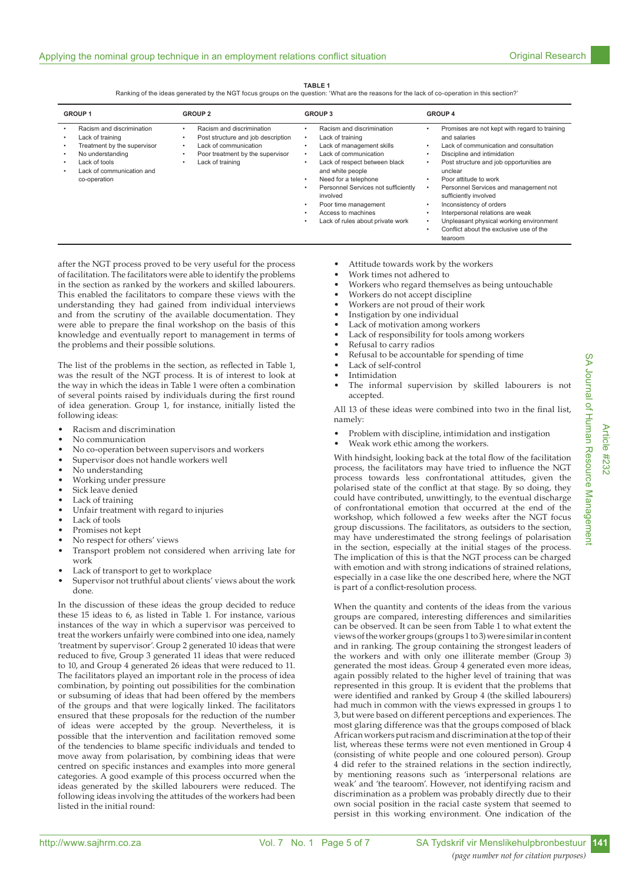**TABLE 1**
Ranking of the ideas generated by the NGT focus groups on the question: 'What are the reasons for the lack of co-operation in this section?'

| GROUP 1 | GROUP 2 | GROUP 3 | GROUP 4 |
|---|---|---|---|
| • Racism and discrimination<br>• Lack of training<br>• Treatment by the supervisor<br>• No understanding<br>• Lack of tools<br>• Lack of communication and co-operation | • Racism and discrimination<br>• Post structure and job description<br>• Lack of communication<br>• Poor treatment by the supervisor<br>• Lack of training | • Racism and discrimination<br>• Lack of training<br>• Lack of management skills<br>• Lack of communication<br>• Lack of respect between black and white people<br>• Need for a telephone<br>• Personnel Services not sufficiently involved<br>• Poor time management<br>• Access to machines<br>• Lack of rules about private work | • Promises are not kept with regard to training and salaries<br>• Lack of communication and consultation<br>• Discipline and intimidation<br>• Post structure and job opportunities are unclear<br>• Poor attitude to work<br>• Personnel Services and management not sufficiently involved<br>• Inconsistency of orders<br>• Interpersonal relations are weak<br>• Unpleasant physical working environment<br>• Conflict about the exclusive use of the tearoom |

after the NGT process proved to be very useful for the process of facilitation. The facilitators were able to identify the problems in the section as ranked by the workers and skilled labourers. This enabled the facilitators to compare these views with the understanding they had gained from individual interviews and from the scrutiny of the available documentation. They were able to prepare the final workshop on the basis of this knowledge and eventually report to management in terms of the problems and their possible solutions.

The list of the problems in the section, as reflected in Table 1, was the result of the NGT process. It is of interest to look at the way in which the ideas in Table 1 were often a combination of several points raised by individuals during the first round of idea generation. Group 1, for instance, initially listed the following ideas:

- Racism and discrimination
- No communication
- No co-operation between supervisors and workers
- Supervisor does not handle workers well
- No understanding
- Working under pressure
- Sick leave denied
- Lack of training
- Unfair treatment with regard to injuries
- Lack of tools
- Promises not kept
- No respect for others' views
- Transport problem not considered when arriving late for work
- Lack of transport to get to workplace
- Supervisor not truthful about clients' views about the work done.

In the discussion of these ideas the group decided to reduce these 15 ideas to 6, as listed in Table 1. For instance, various instances of the way in which a supervisor was perceived to treat the workers unfairly were combined into one idea, namely 'treatment by supervisor'. Group 2 generated 10 ideas that were reduced to five, Group 3 generated 11 ideas that were reduced to 10, and Group 4 generated 26 ideas that were reduced to 11. The facilitators played an important role in the process of idea combination, by pointing out possibilities for the combination or subsuming of ideas that had been offered by the members of the groups and that were logically linked. The facilitators ensured that these proposals for the reduction of the number of ideas were accepted by the group. Nevertheless, it is possible that the intervention and facilitation removed some of the tendencies to blame specific individuals and tended to move away from polarisation, by combining ideas that were centred on specific instances and examples into more general categories. A good example of this process occurred when the ideas generated by the skilled labourers were reduced. The following ideas involving the attitudes of the workers had been listed in the initial round:

- Attitude towards work by the workers
- Work times not adhered to
- Workers who regard themselves as being untouchable
- Workers do not accept discipline
- Workers are not proud of their work
- Instigation by one individual
- Lack of motivation among workers
- Lack of responsibility for tools among workers
- Refusal to carry radios
- Refusal to be accountable for spending of time
- Lack of self-control
- Intimidation
- The informal supervision by skilled labourers is not accepted.

All 13 of these ideas were combined into two in the final list, namely:

- Problem with discipline, intimidation and instigation
- Weak work ethic among the workers.

With hindsight, looking back at the total flow of the facilitation process, the facilitators may have tried to influence the NGT process towards less confrontational attitudes, given the polarised state of the conflict at that stage. By so doing, they could have contributed, unwittingly, to the eventual discharge of confrontational emotion that occurred at the end of the workshop, which followed a few weeks after the NGT focus group discussions. The facilitators, as outsiders to the section, may have underestimated the strong feelings of polarisation in the section, especially at the initial stages of the process. The implication of this is that the NGT process can be charged with emotion and with strong indications of strained relations, especially in a case like the one described here, where the NGT is part of a conflict-resolution process.

When the quantity and contents of the ideas from the various groups are compared, interesting differences and similarities can be observed. It can be seen from Table 1 to what extent the views of the worker groups (groups 1 to 3) were similar in content and in ranking. The group containing the strongest leaders of the workers and with only one illiterate member (Group 3) generated the most ideas. Group 4 generated even more ideas, again possibly related to the higher level of training that was represented in this group. It is evident that the problems that were identified and ranked by Group 4 (the skilled labourers) had much in common with the views expressed in groups 1 to 3, but were based on different perceptions and experiences. The most glaring difference was that the groups composed of black African workers put racism and discrimination at the top of their list, whereas these terms were not even mentioned in Group 4 (consisting of white people and one coloured person). Group 4 did refer to the strained relations in the section indirectly, by mentioning reasons such as 'interpersonal relations are weak' and 'the tearoom'. However, not identifying racism and discrimination as a problem was probably directly due to their own social position in the racial caste system that seemed to persist in this working environment. One indication of the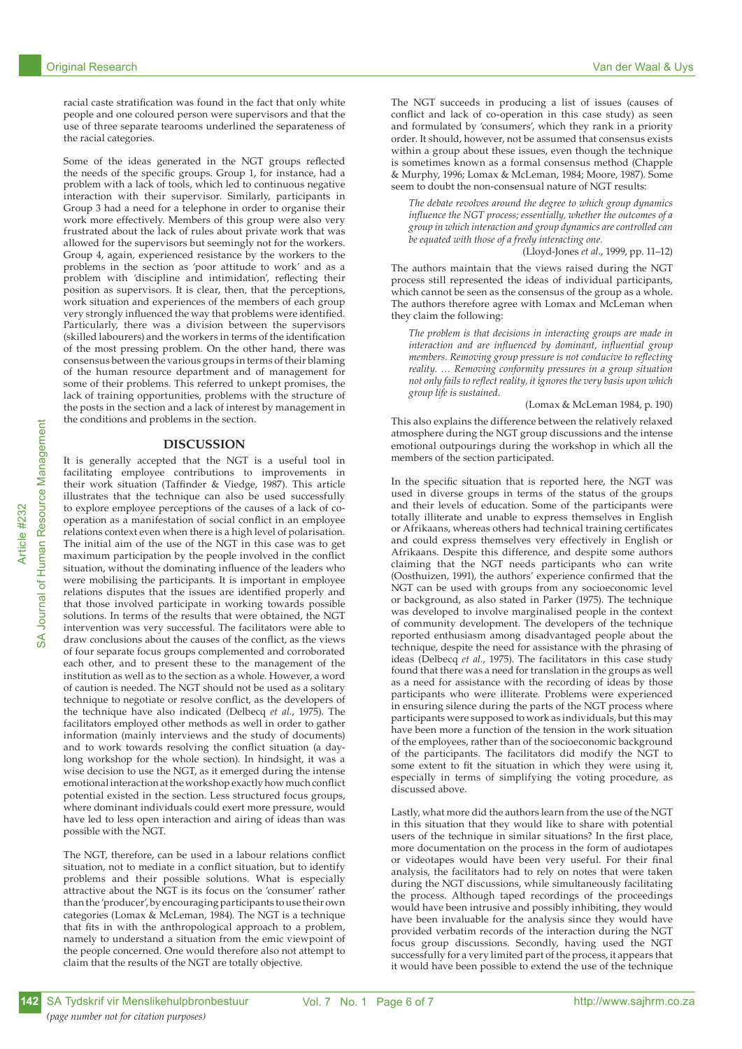racial caste stratification was found in the fact that only white people and one coloured person were supervisors and that the use of three separate tearooms underlined the separateness of the racial categories.

Some of the ideas generated in the NGT groups reflected the needs of the specific groups. Group 1, for instance, had a problem with a lack of tools, which led to continuous negative interaction with their supervisor. Similarly, participants in Group 3 had a need for a telephone in order to organise their work more effectively. Members of this group were also very frustrated about the lack of rules about private work that was allowed for the supervisors but seemingly not for the workers. Group 4, again, experienced resistance by the workers to the problems in the section as 'poor attitude to work' and as a problem with 'discipline and intimidation', reflecting their position as supervisors. It is clear, then, that the perceptions, work situation and experiences of the members of each group very strongly influenced the way that problems were identified. Particularly, there was a division between the supervisors (skilled labourers) and the workers in terms of the identification of the most pressing problem. On the other hand, there was consensus between the various groups in terms of their blaming of the human resource department and of management for some of their problems. This referred to unkept promises, the lack of training opportunities, problems with the structure of the posts in the section and a lack of interest by management in the conditions and problems in the section.

## DISCUSSION

It is generally accepted that the NGT is a useful tool in facilitating employee contributions to improvements in their work situation (Taffinder & Viedge, 1987). This article illustrates that the technique can also be used successfully to explore employee perceptions of the causes of a lack of co-operation as a manifestation of social conflict in an employee relations context even when there is a high level of polarisation. The initial aim of the use of the NGT in this case was to get maximum participation by the people involved in the conflict situation, without the dominating influence of the leaders who were mobilising the participants. It is important in employee relations disputes that the issues are identified properly and that those involved participate in working towards possible solutions. In terms of the results that were obtained, the NGT intervention was very successful. The facilitators were able to draw conclusions about the causes of the conflict, as the views of four separate focus groups complemented and corroborated each other, and to present these to the management of the institution as well as to the section as a whole. However, a word of caution is needed. The NGT should not be used as a solitary technique to negotiate or resolve conflict, as the developers of the technique have also indicated (Delbecq *et al.*, 1975). The facilitators employed other methods as well in order to gather information (mainly interviews and the study of documents) and to work towards resolving the conflict situation (a day-long workshop for the whole section). In hindsight, it was a wise decision to use the NGT, as it emerged during the intense emotional interaction at the workshop exactly how much conflict potential existed in the section. Less structured focus groups, where dominant individuals could exert more pressure, would have led to less open interaction and airing of ideas than was possible with the NGT.

The NGT, therefore, can be used in a labour relations conflict situation, not to mediate in a conflict situation, but to identify problems and their possible solutions. What is especially attractive about the NGT is its focus on the 'consumer' rather than the 'producer', by encouraging participants to use their own categories (Lomax & McLeman, 1984). The NGT is a technique that fits in with the anthropological approach to a problem, namely to understand a situation from the emic viewpoint of the people concerned. One would therefore also not attempt to claim that the results of the NGT are totally objective.

The NGT succeeds in producing a list of issues (causes of conflict and lack of co-operation in this case study) as seen and formulated by 'consumers', which they rank in a priority order. It should, however, not be assumed that consensus exists within a group about these issues, even though the technique is sometimes known as a formal consensus method (Chapple & Murphy, 1996; Lomax & McLeman, 1984; Moore, 1987). Some seem to doubt the non-consensual nature of NGT results:

> *The debate revolves around the degree to which group dynamics influence the NGT process; essentially, whether the outcomes of a group in which interaction and group dynamics are controlled can be equated with those of a freely interacting one.*
>
> (Lloyd-Jones *et al.*, 1999, pp. 11–12)

The authors maintain that the views raised during the NGT process still represented the ideas of individual participants, which cannot be seen as the consensus of the group as a whole. The authors therefore agree with Lomax and McLeman when they claim the following:

> *The problem is that decisions in interacting groups are made in interaction and are influenced by dominant, influential group members. Removing group pressure is not conducive to reflecting reality. … Removing conformity pressures in a group situation not only fails to reflect reality, it ignores the very basis upon which group life is sustained.*
>
> (Lomax & McLeman 1984, p. 190)

This also explains the difference between the relatively relaxed atmosphere during the NGT group discussions and the intense emotional outpourings during the workshop in which all the members of the section participated.

In the specific situation that is reported here, the NGT was used in diverse groups in terms of the status of the groups and their levels of education. Some of the participants were totally illiterate and unable to express themselves in English or Afrikaans, whereas others had technical training certificates and could express themselves very effectively in English or Afrikaans. Despite this difference, and despite some authors claiming that the NGT needs participants who can write (Oosthuizen, 1991), the authors' experience confirmed that the NGT can be used with groups from any socioeconomic level or background, as also stated in Parker (1975). The technique was developed to involve marginalised people in the context of community development. The developers of the technique reported enthusiasm among disadvantaged people about the technique, despite the need for assistance with the phrasing of ideas (Delbecq *et al.*, 1975). The facilitators in this case study found that there was a need for translation in the groups as well as a need for assistance with the recording of ideas by those participants who were illiterate. Problems were experienced in ensuring silence during the parts of the NGT process where participants were supposed to work as individuals, but this may have been more a function of the tension in the work situation of the employees, rather than of the socioeconomic background of the participants. The facilitators did modify the NGT to some extent to fit the situation in which they were using it, especially in terms of simplifying the voting procedure, as discussed above.

Lastly, what more did the authors learn from the use of the NGT in this situation that they would like to share with potential users of the technique in similar situations? In the first place, more documentation on the process in the form of audiotapes or videotapes would have been very useful. For their final analysis, the facilitators had to rely on notes that were taken during the NGT discussions, while simultaneously facilitating the process. Although taped recordings of the proceedings would have been intrusive and possibly inhibiting, they would have been invaluable for the analysis since they would have provided verbatim records of the interaction during the NGT focus group discussions. Secondly, having used the NGT successfully for a very limited part of the process, it appears that it would have been possible to extend the use of the technique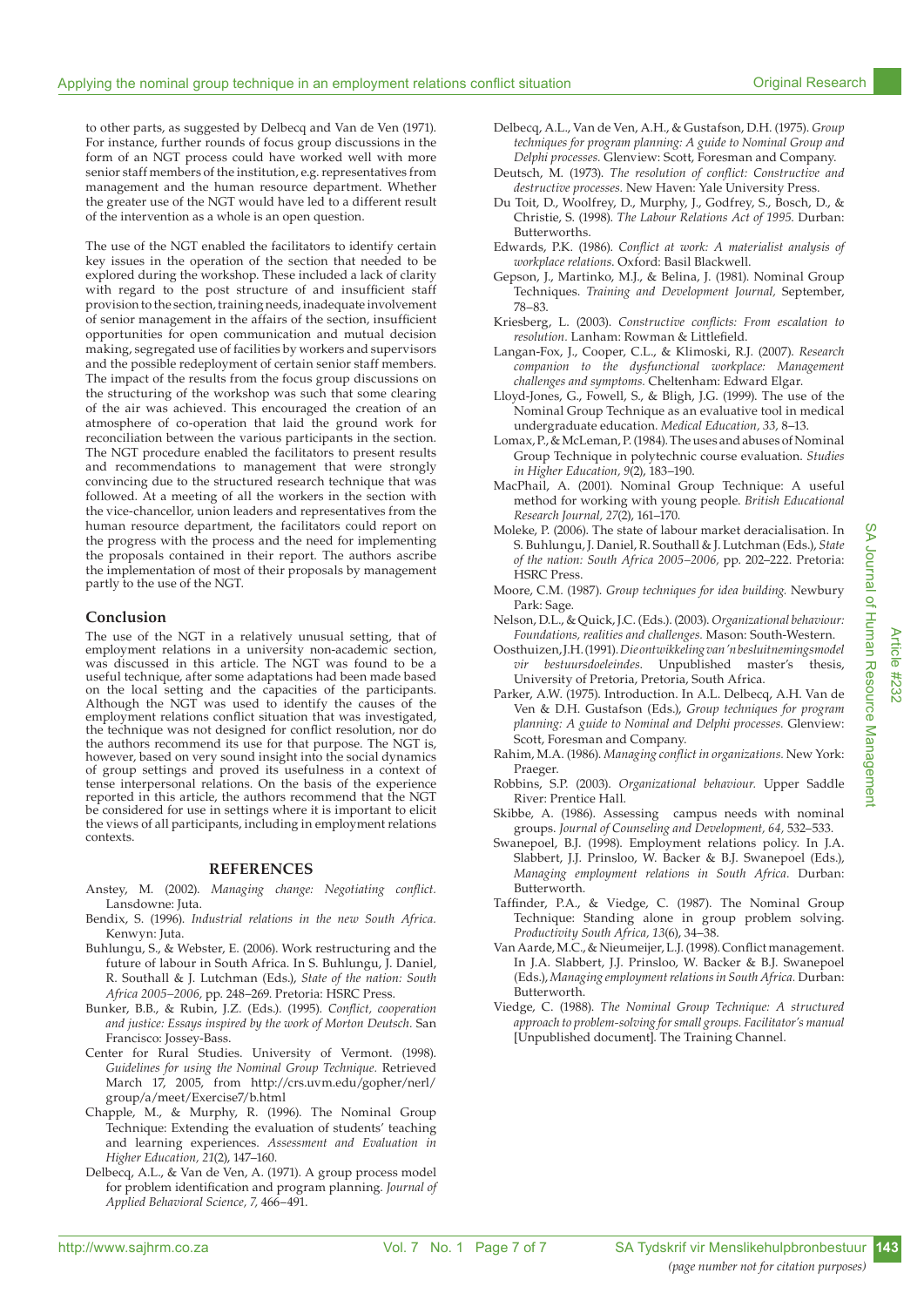to other parts, as suggested by Delbecq and Van de Ven (1971). For instance, further rounds of focus group discussions in the form of an NGT process could have worked well with more senior staff members of the institution, e.g. representatives from management and the human resource department. Whether the greater use of the NGT would have led to a different result of the intervention as a whole is an open question.

The use of the NGT enabled the facilitators to identify certain key issues in the operation of the section that needed to be explored during the workshop. These included a lack of clarity with regard to the post structure of and insufficient staff provision to the section, training needs, inadequate involvement of senior management in the affairs of the section, insufficient opportunities for open communication and mutual decision making, segregated use of facilities by workers and supervisors and the possible redeployment of certain senior staff members. The impact of the results from the focus group discussions on the structuring of the workshop was such that some clearing of the air was achieved. This encouraged the creation of an atmosphere of co-operation that laid the ground work for reconciliation between the various participants in the section. The NGT procedure enabled the facilitators to present results and recommendations to management that were strongly convincing due to the structured research technique that was followed. At a meeting of all the workers in the section with the vice-chancellor, union leaders and representatives from the human resource department, the facilitators could report on the progress with the process and the need for implementing the proposals contained in their report. The authors ascribe the implementation of most of their proposals by management partly to the use of the NGT.

## Conclusion

The use of the NGT in a relatively unusual setting, that of employment relations in a university non-academic section, was discussed in this article. The NGT was found to be a useful technique, after some adaptations had been made based on the local setting and the capacities of the participants. Although the NGT was used to identify the causes of the employment relations conflict situation that was investigated, the technique was not designed for conflict resolution, nor do the authors recommend its use for that purpose. The NGT is, however, based on very sound insight into the social dynamics of group settings and proved its usefulness in a context of tense interpersonal relations. On the basis of the experience reported in this article, the authors recommend that the NGT be considered for use in settings where it is important to elicit the views of all participants, including in employment relations contexts.

## REFERENCES

Anstey, M. (2002). *Managing change: Negotiating conflict.* Lansdowne: Juta.

Bendix, S. (1996). *Industrial relations in the new South Africa.* Kenwyn: Juta.

Buhlungu, S., & Webster, E. (2006). Work restructuring and the future of labour in South Africa. In S. Buhlungu, J. Daniel, R. Southall & J. Lutchman (Eds.), *State of the nation: South Africa 2005–2006,* pp. 248–269. Pretoria: HSRC Press.

Bunker, B.B., & Rubin, J.Z. (Eds.). (1995). *Conflict, cooperation and justice: Essays inspired by the work of Morton Deutsch.* San Francisco: Jossey-Bass.

Center for Rural Studies. University of Vermont. (1998). *Guidelines for using the Nominal Group Technique.* Retrieved March 17, 2005, from http://crs.uvm.edu/gopher/nerl/group/a/meet/Exercise7/b.html

Chapple, M., & Murphy, R. (1996). The Nominal Group Technique: Extending the evaluation of students' teaching and learning experiences. *Assessment and Evaluation in Higher Education, 21*(2), 147–160.

Delbecq, A.L., & Van de Ven, A. (1971). A group process model for problem identification and program planning. *Journal of Applied Behavioral Science, 7,* 466–491.

Delbecq, A.L., Van de Ven, A.H., & Gustafson, D.H. (1975). *Group techniques for program planning: A guide to Nominal Group and Delphi processes.* Glenview: Scott, Foresman and Company.

Deutsch, M. (1973). *The resolution of conflict: Constructive and destructive processes.* New Haven: Yale University Press.

Du Toit, D., Woolfrey, D., Murphy, J., Godfrey, S., Bosch, D., & Christie, S. (1998). *The Labour Relations Act of 1995.* Durban: Butterworths.

Edwards, P.K. (1986). *Conflict at work: A materialist analysis of workplace relations.* Oxford: Basil Blackwell.

Gepson, J., Martinko, M.J., & Belina, J. (1981). Nominal Group Techniques. *Training and Development Journal,* September, 78–83.

Kriesberg, L. (2003). *Constructive conflicts: From escalation to resolution.* Lanham: Rowman & Littlefield.

Langan-Fox, J., Cooper, C.L., & Klimoski, R.J. (2007). *Research companion to the dysfunctional workplace: Management challenges and symptoms.* Cheltenham: Edward Elgar.

Lloyd-Jones, G., Fowell, S., & Bligh, J.G. (1999). The use of the Nominal Group Technique as an evaluative tool in medical undergraduate education. *Medical Education, 33,* 8–13.

Lomax, P., & McLeman, P. (1984). The uses and abuses of Nominal Group Technique in polytechnic course evaluation. *Studies in Higher Education, 9*(2), 183–190.

MacPhail, A. (2001). Nominal Group Technique: A useful method for working with young people. *British Educational Research Journal, 27*(2), 161–170.

Moleke, P. (2006). The state of labour market deracialisation. In S. Buhlungu, J. Daniel, R. Southall & J. Lutchman (Eds.), *State of the nation: South Africa 2005–2006,* pp. 202–222. Pretoria: HSRC Press.

Moore, C.M. (1987). *Group techniques for idea building.* Newbury Park: Sage.

Nelson, D.L., & Quick, J.C. (Eds.). (2003). *Organizational behaviour: Foundations, realities and challenges.* Mason: South-Western.

Oosthuizen, J.H. (1991). *Die ontwikkeling van 'n besluitnemingsmodel vir bestuursdoeleindes.* Unpublished master's thesis, University of Pretoria, Pretoria, South Africa.

Parker, A.W. (1975). Introduction. In A.L. Delbecq, A.H. Van de Ven & D.H. Gustafson (Eds.), *Group techniques for program planning: A guide to Nominal and Delphi processes.* Glenview: Scott, Foresman and Company.

Rahim, M.A. (1986). *Managing conflict in organizations.* New York: Praeger.

Robbins, S.P. (2003). *Organizational behaviour.* Upper Saddle River: Prentice Hall.

Skibbe, A. (1986). Assessing campus needs with nominal groups. *Journal of Counseling and Development, 64,* 532–533.

Swanepoel, B.J. (1998). Employment relations policy. In J.A. Slabbert, J.J. Prinsloo, W. Backer & B.J. Swanepoel (Eds.), *Managing employment relations in South Africa.* Durban: Butterworth.

Taffinder, P.A., & Viedge, C. (1987). The Nominal Group Technique: Standing alone in group problem solving. *Productivity South Africa, 13*(6), 34–38.

Van Aarde, M.C., & Nieumeijer, L.J. (1998). Conflict management. In J.A. Slabbert, J.J. Prinsloo, W. Backer & B.J. Swanepoel (Eds.), *Managing employment relations in South Africa.* Durban: Butterworth.

Viedge, C. (1988). *The Nominal Group Technique: A structured approach to problem-solving for small groups. Facilitator's manual* [Unpublished document]. The Training Channel.